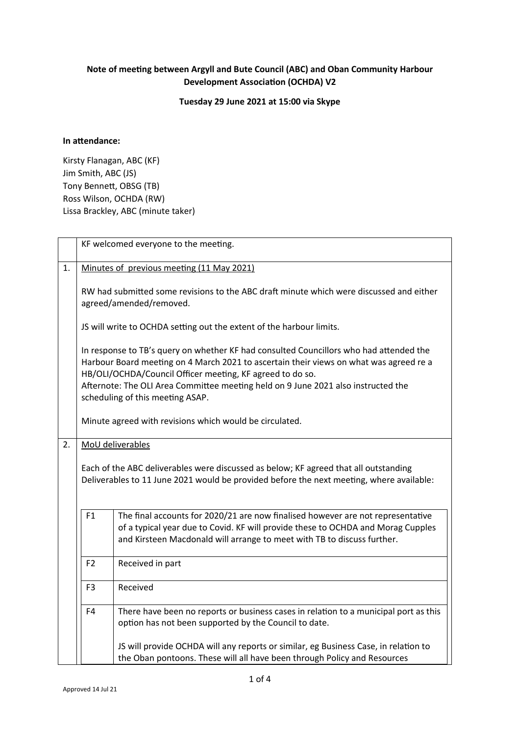**Note of meeting between Argyll and Bute Council (ABC) and Oban Community Harbour Development Association (OCHDA) V2**

**Tuesday 29 June 2021 at 15:00 via Skype**

**In attendance:**

Kirsty Flanagan, ABC (KF)
Jim Smith, ABC (JS)
Tony Bennett, OBSG (TB)
Ross Wilson, OCHDA (RW)
Lissa Brackley, ABC (minute taker)

| | |
|---|---|
| | KF welcomed everyone to the meeting. |
| 1. | Minutes of previous meeting (11 May 2021)<br><br>RW had submitted some revisions to the ABC draft minute which were discussed and either agreed/amended/removed.<br><br>JS will write to OCHDA setting out the extent of the harbour limits.<br><br>In response to TB's query on whether KF had consulted Councillors who had attended the Harbour Board meeting on 4 March 2021 to ascertain their views on what was agreed re a HB/OLI/OCHDA/Council Officer meeting, KF agreed to do so.<br>Afternote: The OLI Area Committee meeting held on 9 June 2021 also instructed the scheduling of this meeting ASAP.<br><br>Minute agreed with revisions which would be circulated. |
| 2. | MoU deliverables<br><br>Each of the ABC deliverables were discussed as below; KF agreed that all outstanding Deliverables to 11 June 2021 would be provided before the next meeting, where available: |

| | |
|---|---|
| F1 | The final accounts for 2020/21 are now finalised however are not representative of a typical year due to Covid. KF will provide these to OCHDA and Morag Cupples and Kirsteen Macdonald will arrange to meet with TB to discuss further. |
| F2 | Received in part |
| F3 | Received |
| F4 | There have been no reports or business cases in relation to a municipal port as this option has not been supported by the Council to date.<br><br>JS will provide OCHDA will any reports or similar, eg Business Case, in relation to the Oban pontoons. These will all have been through Policy and Resources |

Approved 14 Jul 21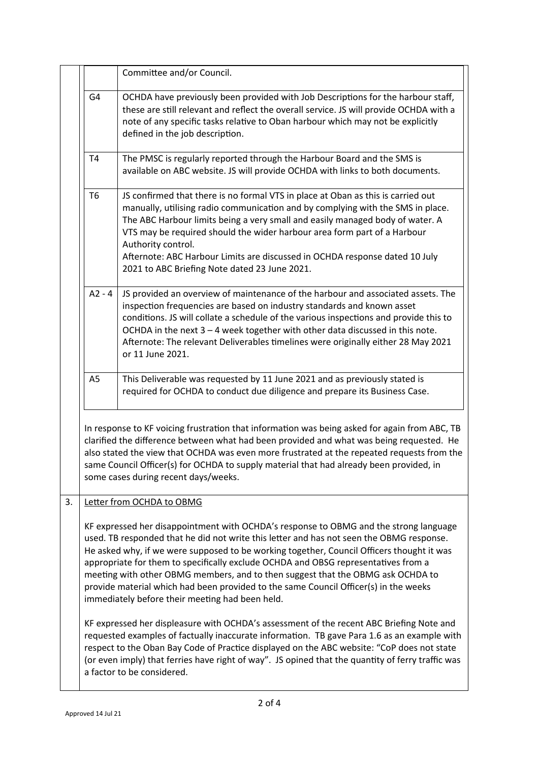| | | |
|---|---|---|
| | | Committee and/or Council. |
| | G4 | OCHDA have previously been provided with Job Descriptions for the harbour staff, these are still relevant and reflect the overall service. JS will provide OCHDA with a note of any specific tasks relative to Oban harbour which may not be explicitly defined in the job description. |
| | T4 | The PMSC is regularly reported through the Harbour Board and the SMS is available on ABC website. JS will provide OCHDA with links to both documents. |
| | T6 | JS confirmed that there is no formal VTS in place at Oban as this is carried out manually, utilising radio communication and by complying with the SMS in place. The ABC Harbour limits being a very small and easily managed body of water. A VTS may be required should the wider harbour area form part of a Harbour Authority control.<br>Afternote: ABC Harbour Limits are discussed in OCHDA response dated 10 July 2021 to ABC Briefing Note dated 23 June 2021. |
| | A2 - 4 | JS provided an overview of maintenance of the harbour and associated assets. The inspection frequencies are based on industry standards and known asset conditions. JS will collate a schedule of the various inspections and provide this to OCHDA in the next 3 – 4 week together with other data discussed in this note.<br>Afternote: The relevant Deliverables timelines were originally either 28 May 2021 or 11 June 2021. |
| | A5 | This Deliverable was requested by 11 June 2021 and as previously stated is required for OCHDA to conduct due diligence and prepare its Business Case. |
| | | In response to KF voicing frustration that information was being asked for again from ABC, TB clarified the difference between what had been provided and what was being requested. He also stated the view that OCHDA was even more frustrated at the repeated requests from the same Council Officer(s) for OCHDA to supply material that had already been provided, in some cases during recent days/weeks. |
| 3. | | <u>Letter from OCHDA to OBMG</u><br><br>KF expressed her disappointment with OCHDA's response to OBMG and the strong language used. TB responded that he did not write this letter and has not seen the OBMG response. He asked why, if we were supposed to be working together, Council Officers thought it was appropriate for them to specifically exclude OCHDA and OBSG representatives from a meeting with other OBMG members, and to then suggest that the OBMG ask OCHDA to provide material which had been provided to the same Council Officer(s) in the weeks immediately before their meeting had been held.<br><br>KF expressed her displeasure with OCHDA's assessment of the recent ABC Briefing Note and requested examples of factually inaccurate information. TB gave Para 1.6 as an example with respect to the Oban Bay Code of Practice displayed on the ABC website: "CoP does not state (or even imply) that ferries have right of way". JS opined that the quantity of ferry traffic was a factor to be considered. |

Approved 14 Jul 21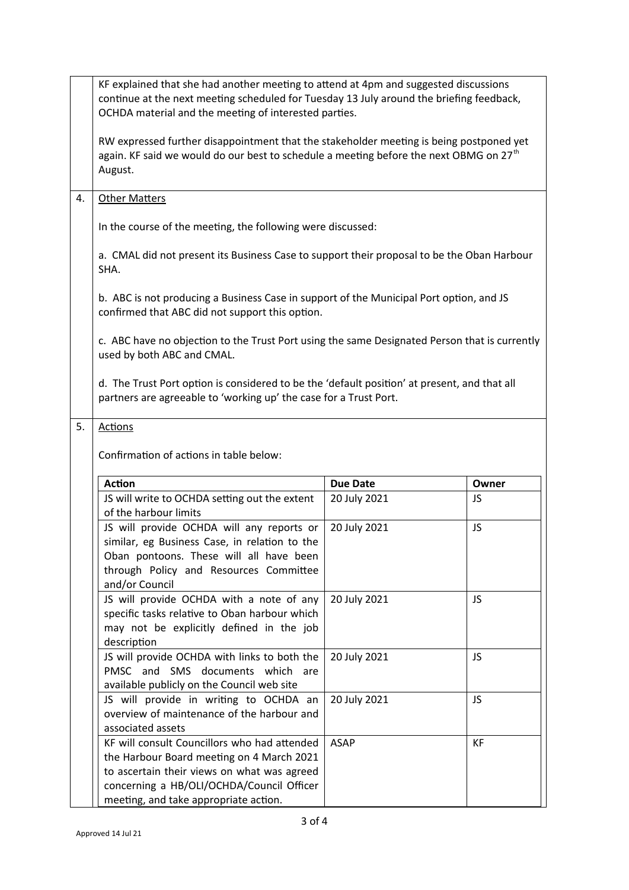KF explained that she had another meeting to attend at 4pm and suggested discussions continue at the next meeting scheduled for Tuesday 13 July around the briefing feedback, OCHDA material and the meeting of interested parties.

RW expressed further disappointment that the stakeholder meeting is being postponed yet again. KF said we would do our best to schedule a meeting before the next OBMG on 27th August.

4. Other Matters

In the course of the meeting, the following were discussed:

a. CMAL did not present its Business Case to support their proposal to be the Oban Harbour SHA.

b. ABC is not producing a Business Case in support of the Municipal Port option, and JS confirmed that ABC did not support this option.

c. ABC have no objection to the Trust Port using the same Designated Person that is currently used by both ABC and CMAL.

d. The Trust Port option is considered to be the 'default position' at present, and that all partners are agreeable to 'working up' the case for a Trust Port.

5. Actions

Confirmation of actions in table below:

| Action | Due Date | Owner |
|---|---|---|
| JS will write to OCHDA setting out the extent of the harbour limits | 20 July 2021 | JS |
| JS will provide OCHDA will any reports or similar, eg Business Case, in relation to the Oban pontoons. These will all have been through Policy and Resources Committee and/or Council | 20 July 2021 | JS |
| JS will provide OCHDA with a note of any specific tasks relative to Oban harbour which may not be explicitly defined in the job description | 20 July 2021 | JS |
| JS will provide OCHDA with links to both the PMSC and SMS documents which are available publicly on the Council web site | 20 July 2021 | JS |
| JS will provide in writing to OCHDA an overview of maintenance of the harbour and associated assets | 20 July 2021 | JS |
| KF will consult Councillors who had attended the Harbour Board meeting on 4 March 2021 to ascertain their views on what was agreed concerning a HB/OLI/OCHDA/Council Officer meeting, and take appropriate action. | ASAP | KF |

Approved 14 Jul 21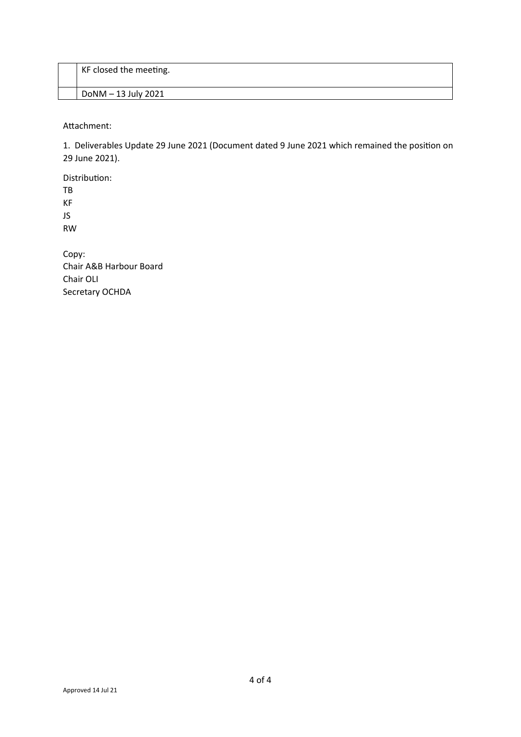| | |
|---|---|
| | KF closed the meeting. |
| | DoNM – 13 July 2021 |

Attachment:

1. Deliverables Update 29 June 2021 (Document dated 9 June 2021 which remained the position on 29 June 2021).

Distribution:
TB
KF
JS
RW

Copy:
Chair A&B Harbour Board
Chair OLI
Secretary OCHDA

Approved 14 Jul 21